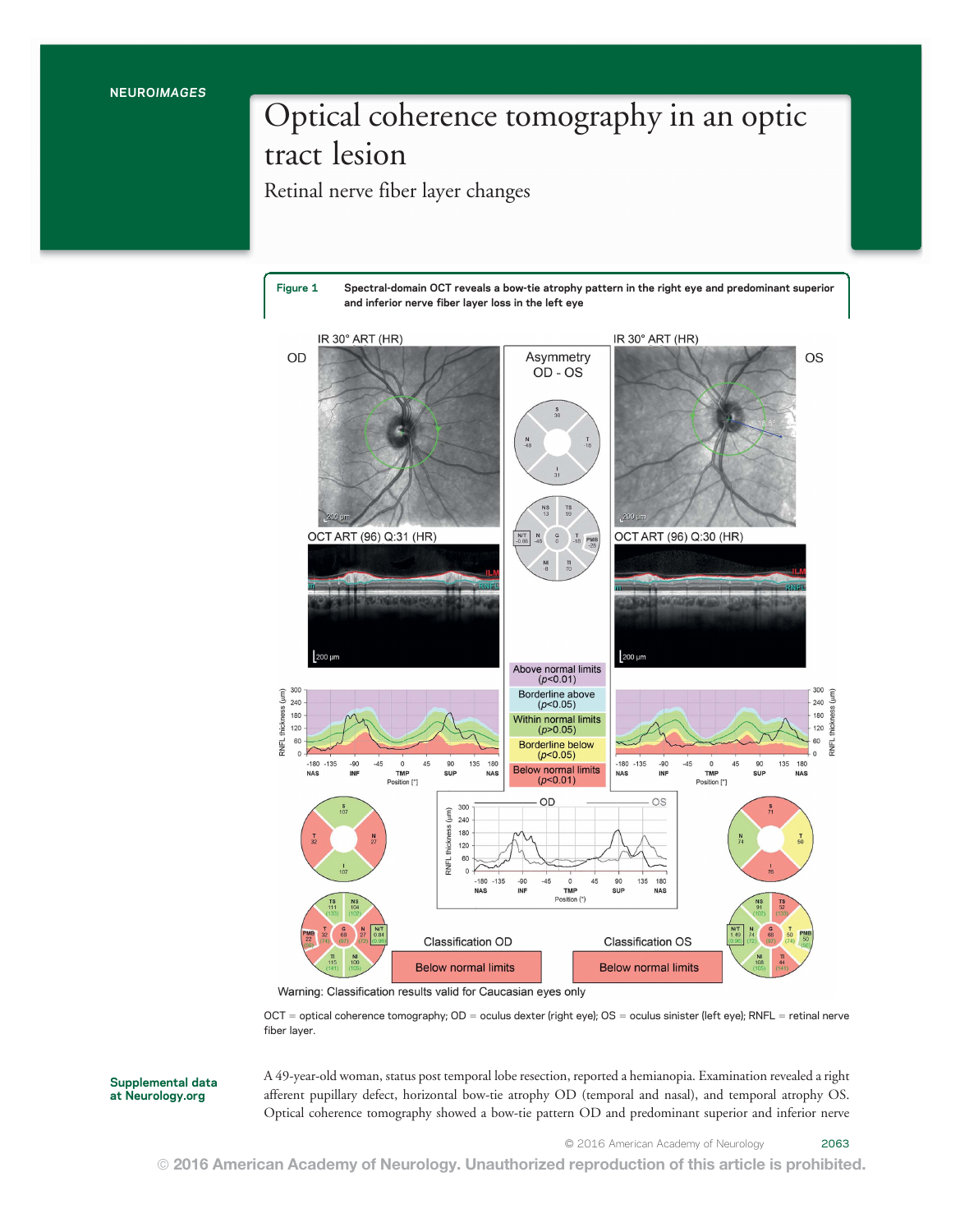NEUROIMAGES

# Optical coherence tomography in an optic tract lesion

## Retinal nerve fiber layer changes

**Figure 1** Spectral-domain OCT reveals a bow-tie atrophy pattern in the right eye and predominant superior and inferior nerve fiber layer loss in the left eye

OCT = optical coherence tomography; OD = oculus dexter (right eye); OS = oculus sinister (left eye); RNFL = retinal nerve fiber layer.

Supplemental data at Neurology.org

A 49-year-old woman, status post temporal lobe resection, reported a hemianopia. Examination revealed a right afferent pupillary defect, horizontal bow-tie atrophy OD (temporal and nasal), and temporal atrophy OS. Optical coherence tomography showed a bow-tie pattern OD and predominant superior and inferior nerve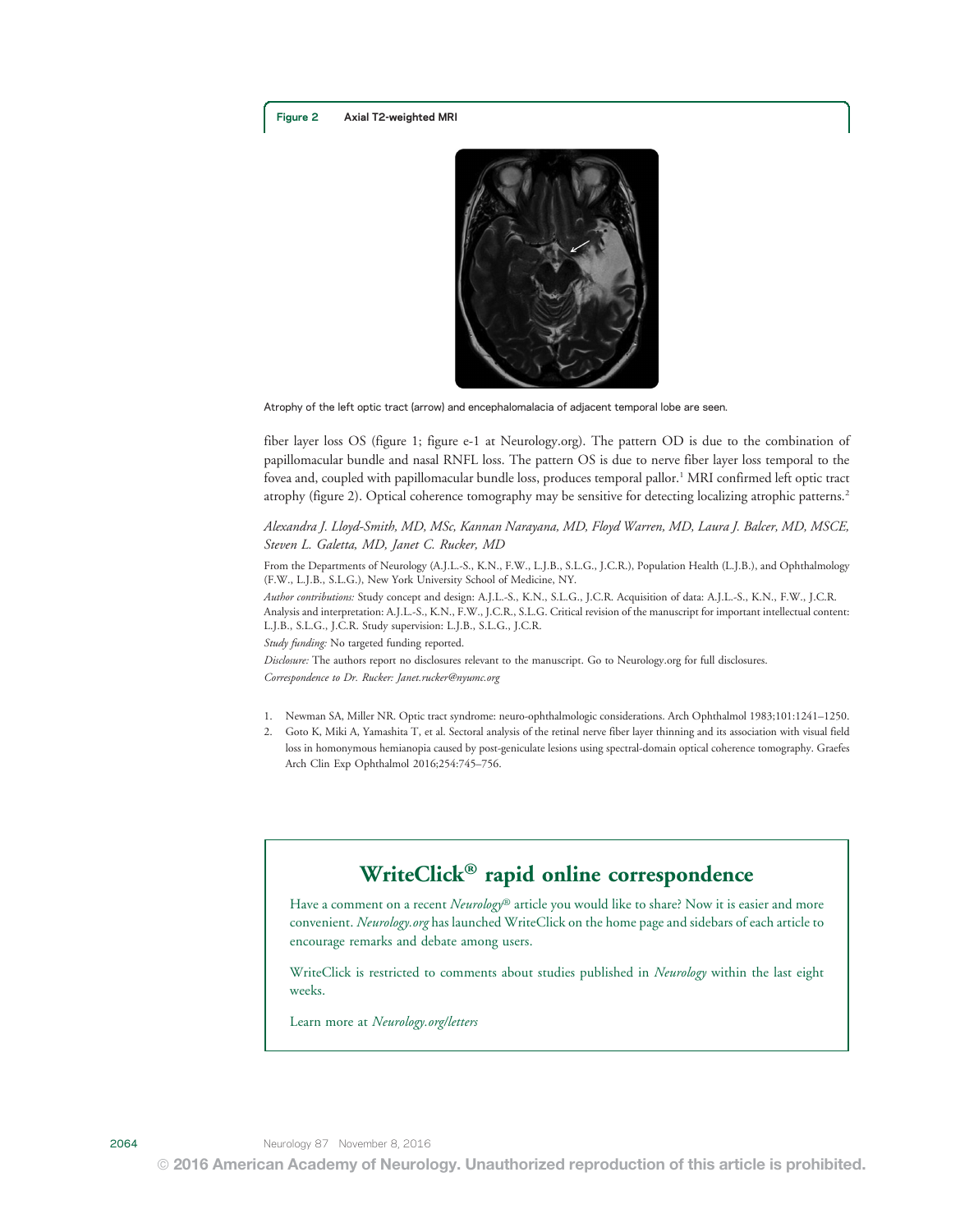**Figure 2** Axial T2-weighted MRI

Atrophy of the left optic tract (arrow) and encephalomalacia of adjacent temporal lobe are seen.

fiber layer loss OS (figure 1; figure e-1 at Neurology.org). The pattern OD is due to the combination of papillomacular bundle and nasal RNFL loss. The pattern OS is due to nerve fiber layer loss temporal to the fovea and, coupled with papillomacular bundle loss, produces temporal pallor.[1] MRI confirmed left optic tract atrophy (figure 2). Optical coherence tomography may be sensitive for detecting localizing atrophic patterns.[2]

*Alexandra J. Lloyd-Smith, MD, MSc, Kannan Narayana, MD, Floyd Warren, MD, Laura J. Balcer, MD, MSCE, Steven L. Galetta, MD, Janet C. Rucker, MD*

From the Departments of Neurology (A.J.L.-S., K.N., F.W., L.J.B., S.L.G., J.C.R.), Population Health (L.J.B.), and Ophthalmology (F.W., L.J.B., S.L.G.), New York University School of Medicine, NY.

*Author contributions:* Study concept and design: A.J.L.-S., K.N., S.L.G., J.C.R. Acquisition of data: A.J.L.-S., K.N., F.W., J.C.R. Analysis and interpretation: A.J.L.-S., K.N., F.W., J.C.R., S.L.G. Critical revision of the manuscript for important intellectual content: L.J.B., S.L.G., J.C.R. Study supervision: L.J.B., S.L.G., J.C.R.

*Study funding:* No targeted funding reported.

*Disclosure:* The authors report no disclosures relevant to the manuscript. Go to Neurology.org for full disclosures.

*Correspondence to Dr. Rucker: Janet.rucker@nyumc.org*

1. Newman SA, Miller NR. Optic tract syndrome: neuro-ophthalmologic considerations. Arch Ophthalmol 1983;101:1241–1250.
2. Goto K, Miki A, Yamashita T, et al. Sectoral analysis of the retinal nerve fiber layer thinning and its association with visual field loss in homonymous hemianopia caused by post-geniculate lesions using spectral-domain optical coherence tomography. Graefes Arch Clin Exp Ophthalmol 2016;254:745–756.

## WriteClick® rapid online correspondence

Have a comment on a recent *Neurology*® article you would like to share? Now it is easier and more convenient. *Neurology.org* has launched WriteClick on the home page and sidebars of each article to encourage remarks and debate among users.

WriteClick is restricted to comments about studies published in *Neurology* within the last eight weeks.

Learn more at *Neurology.org/letters*

© 2016 American Academy of Neurology. Unauthorized reproduction of this article is prohibited.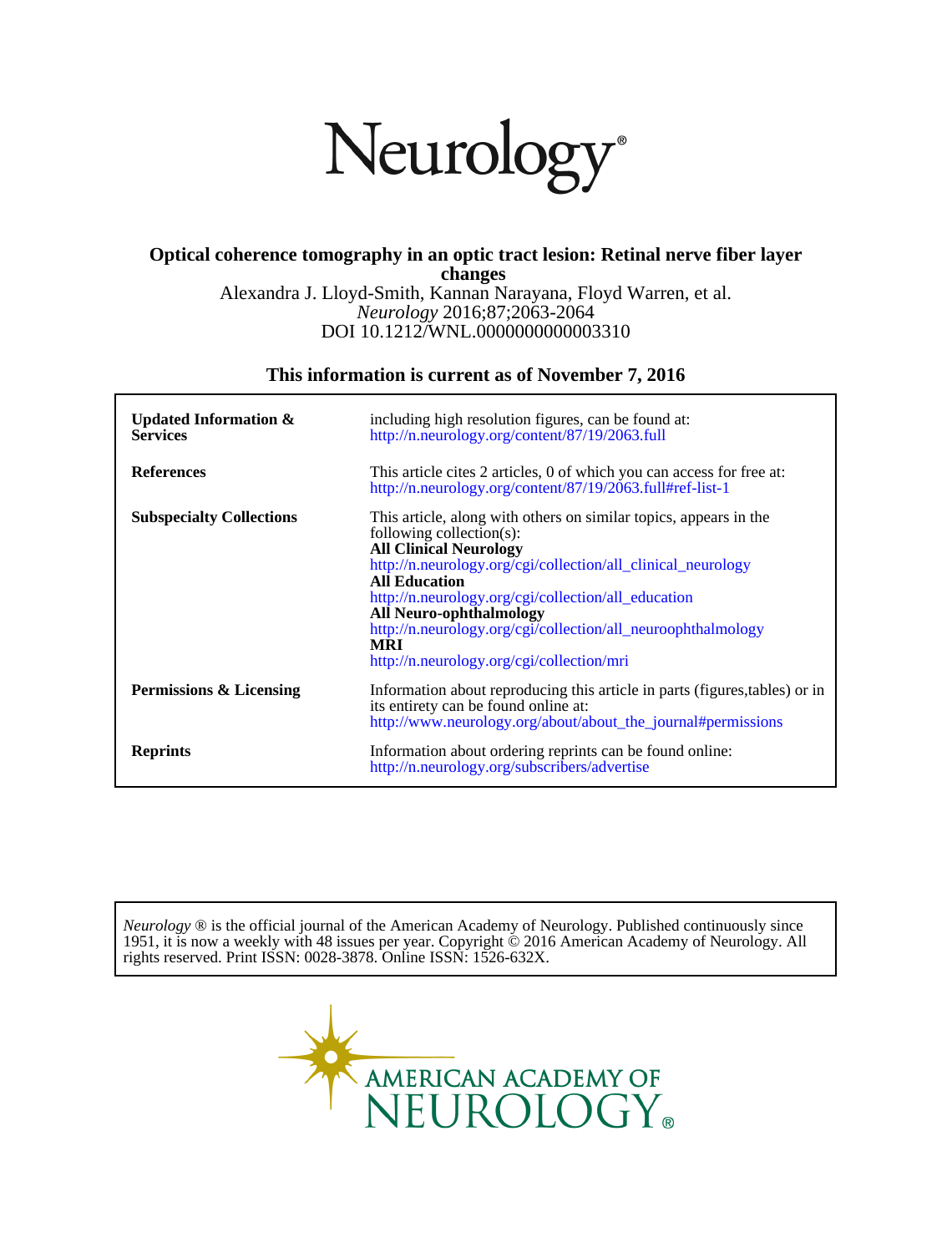# Neurology®

**Optical coherence tomography in an optic tract lesion: Retinal nerve fiber layer changes**

Alexandra J. Lloyd-Smith, Kannan Narayana, Floyd Warren, et al.

*Neurology* 2016;87;2063-2064

DOI 10.1212/WNL.0000000000003310

**This information is current as of November 7, 2016**

| | |
|---|---|
| **Updated Information & Services** | including high resolution figures, can be found at: http://n.neurology.org/content/87/19/2063.full |
| **References** | This article cites 2 articles, 0 of which you can access for free at: http://n.neurology.org/content/87/19/2063.full#ref-list-1 |
| **Subspecialty Collections** | This article, along with others on similar topics, appears in the following collection(s): **All Clinical Neurology** http://n.neurology.org/cgi/collection/all_clinical_neurology **All Education** http://n.neurology.org/cgi/collection/all_education **All Neuro-ophthalmology** http://n.neurology.org/cgi/collection/all_neuroophthalmology **MRI** http://n.neurology.org/cgi/collection/mri |
| **Permissions & Licensing** | Information about reproducing this article in parts (figures,tables) or in its entirety can be found online at: http://www.neurology.org/about/about_the_journal#permissions |
| **Reprints** | Information about ordering reprints can be found online: http://n.neurology.org/subscribers/advertise |

*Neurology* ® is the official journal of the American Academy of Neurology. Published continuously since 1951, it is now a weekly with 48 issues per year. Copyright © 2016 American Academy of Neurology. All rights reserved. Print ISSN: 0028-3878. Online ISSN: 1526-632X.

AMERICAN ACADEMY OF NEUROLOGY®